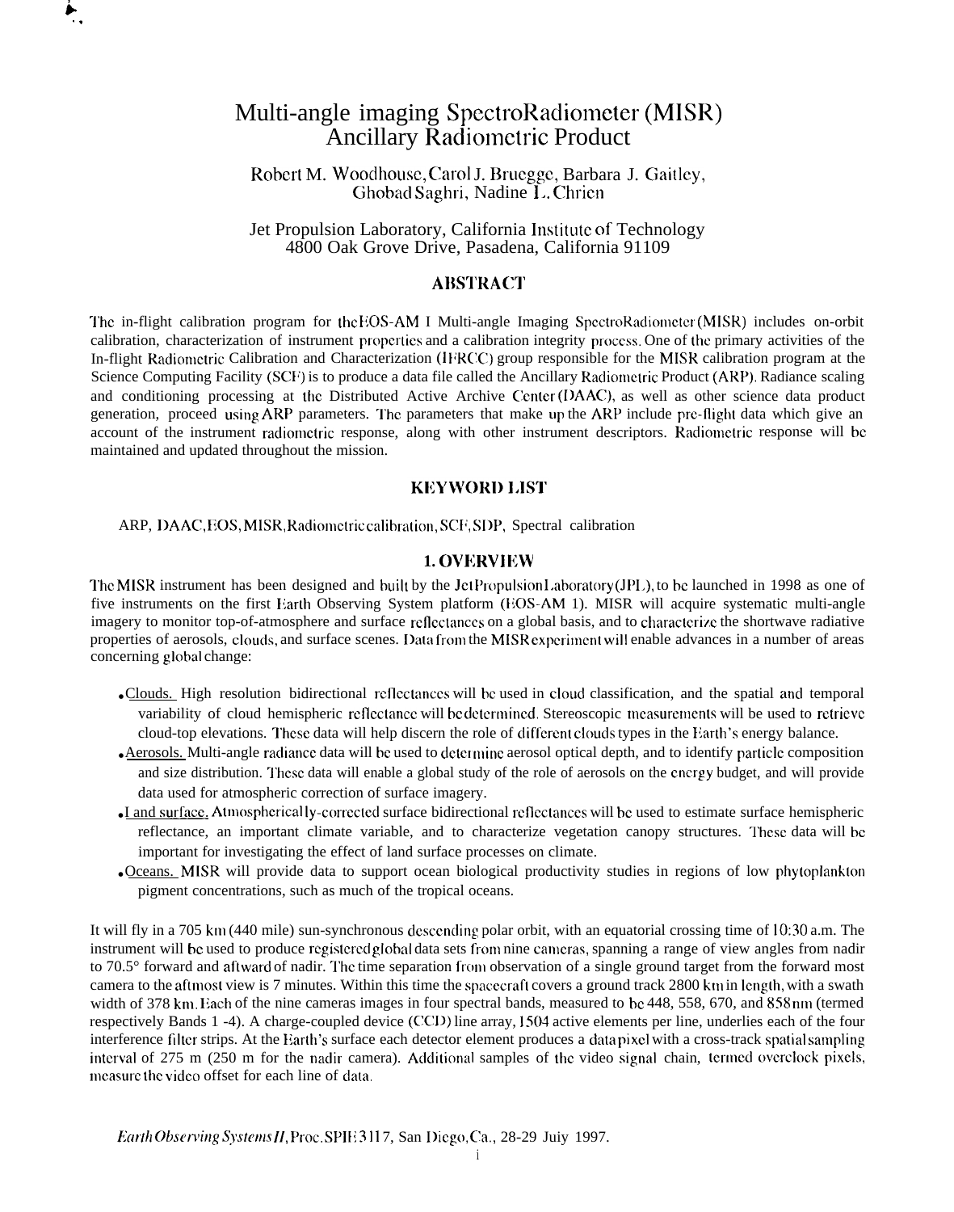# Multi-angle imaging SpectroRadiometer (MISR) Ancillary Radiometric Product

Robert M. Woodhouse, Carol J. Bruegge, Barbara J. Gaitley, Ghobad Saghri, Nadine L. Chrien

Jet Propulsion Laboratory, California Institute of Technology
4800 Oak Grove Drive, Pasadena, California 91109

## ABSTRACT

The in-flight calibration program for the EOS-AM I Multi-angle Imaging SpectroRadiometer (MISR) includes on-orbit calibration, characterization of instrument properties and a calibration integrity process. One of the primary activities of the In-flight Radiometric Calibration and Characterization (IFRCC) group responsible for the MISR calibration program at the Science Computing Facility (SCF) is to produce a data file called the Ancillary Radiometric Product (ARP). Radiance scaling and conditioning processing at the Distributed Active Archive Center (DAAC), as well as other science data product generation, proceed using ARP parameters. The parameters that make up the ARP include pre-flight data which give an account of the instrument radiometric response, along with other instrument descriptors. Radiometric response will be maintained and updated throughout the mission.

## KEYWORD LIST

ARP, DAAC, EOS, MISR, Radiometric calibration, SCF, SDP, Spectral calibration

## 1. OVERVIEW

The MISR instrument has been designed and built by the Jet Propulsion Laboratory (JPL), to be launched in 1998 as one of five instruments on the first Earth Observing System platform (EOS-AM 1). MISR will acquire systematic multi-angle imagery to monitor top-of-atmosphere and surface reflectances on a global basis, and to characterize the shortwave radiative properties of aerosols, clouds, and surface scenes. Data from the MISR experiment will enable advances in a number of areas concerning global change:

- Clouds. High resolution bidirectional reflectances will be used in cloud classification, and the spatial and temporal variability of cloud hemispheric reflectance will be determined. Stereoscopic measurements will be used to retrieve cloud-top elevations. These data will help discern the role of different clouds types in the Earth's energy balance.
- Aerosols. Multi-angle radiance data will be used to determine aerosol optical depth, and to identify particle composition and size distribution. These data will enable a global study of the role of aerosols on the energy budget, and will provide data used for atmospheric correction of surface imagery.
- Land surface. Atmospherically-corrected surface bidirectional reflectances will be used to estimate surface hemispheric reflectance, an important climate variable, and to characterize vegetation canopy structures. These data will be important for investigating the effect of land surface processes on climate.
- Oceans. MISR will provide data to support ocean biological productivity studies in regions of low phytoplankton pigment concentrations, such as much of the tropical oceans.

It will fly in a 705 km (440 mile) sun-synchronous descending polar orbit, with an equatorial crossing time of 10:30 a.m. The instrument will be used to produce registered global data sets from nine cameras, spanning a range of view angles from nadir to 70.5° forward and aftward of nadir. The time separation from observation of a single ground target from the forward most camera to the aftmost view is 7 minutes. Within this time the spacecraft covers a ground track 2800 km in length, with a swath width of 378 km. Each of the nine cameras images in four spectral bands, measured to be 448, 558, 670, and 858 nm (termed respectively Bands 1 -4). A charge-coupled device (CCD) line array, 1504 active elements per line, underlies each of the four interference filter strips. At the Earth's surface each detector element produces a data pixel with a cross-track spatial sampling interval of 275 m (250 m for the nadir camera). Additional samples of the video signal chain, termed overclock pixels, measure the video offset for each line of data.

*Earth Observing Systems II*, Proc. SPIE 3117, San Diego, Ca., 28-29 July 1997.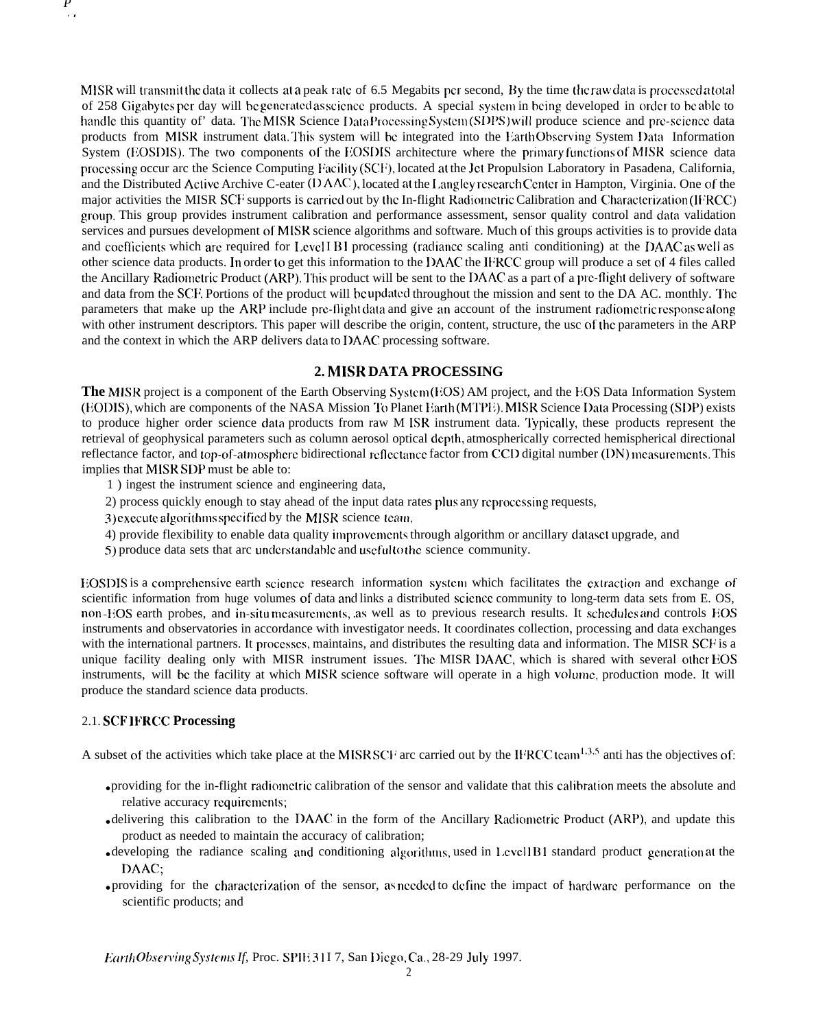MISR will transmit the data it collects at a peak rate of 6.5 Megabits per second, By the time the raw data is processed a total of 258 Gigabytes per day will be generated as science products. A special system in being developed in order to be able to handle this quantity of' data. The MISR Science Data Processing System (SDPS) will produce science and pre-science data products from MISR instrument data. This system will be integrated into the Earth Observing System Data Information System (EOSDIS). The two components of the EOSDIS architecture where the primary functions of MISR science data processing occur are the Science Computing Facility (SCF), located at the Jet Propulsion Laboratory in Pasadena, California, and the Distributed Active Archive C-eater (DAAC), located at the Langley research Center in Hampton, Virginia. One of the major activities the MISR SCF supports is carried out by the In-flight Radiometric Calibration and Characterization (IFRCC) group. This group provides instrument calibration and performance assessment, sensor quality control and data validation services and pursues development of MISR science algorithms and software. Much of this groups activities is to provide data and coefficients which are required for Level 1B1 processing (radiance scaling anti conditioning) at the DAAC as well as other science data products. In order to get this information to the DAAC the IFRCC group will produce a set of 4 files called the Ancillary Radiometric Product (ARP). This product will be sent to the DAAC as a part of a pre-flight delivery of software and data from the SCF. Portions of the product will be updated throughout the mission and sent to the DA AC. monthly. The parameters that make up the ARP include pre-flight data and give an account of the instrument radiometric response along with other instrument descriptors. This paper will describe the origin, content, structure, the usc of the parameters in the ARP and the context in which the ARP delivers data to DAAC processing software.

## 2. MISR DATA PROCESSING

**The** MISR project is a component of the Earth Observing System (EOS) AM project, and the EOS Data Information System (EODIS), which are components of the NASA Mission To Planet Earth (MTPE). MISR Science Data Processing (SDP) exists to produce higher order science data products from raw M ISR instrument data. Typically, these products represent the retrieval of geophysical parameters such as column aerosol optical depth, atmospherically corrected hemispherical directional reflectance factor, and top-of-atmosphere bidirectional reflectance factor from CCD digital number (DN) measurements. This implies that MISR SDP must be able to:

1 ) ingest the instrument science and engineering data,

2) process quickly enough to stay ahead of the input data rates plus any reprocessing requests,

3) execute algorithms specified by the MISR science team,

4) provide flexibility to enable data quality improvements through algorithm or ancillary dataset upgrade, and

5) produce data sets that are understandable and useful to the science community.

EOSDIS is a comprehensive earth science research information system which facilitates the extraction and exchange of scientific information from huge volumes of data and links a distributed science community to long-term data sets from E. OS, non-EOS earth probes, and in-situ measurements, as well as to previous research results. It schedules and controls EOS instruments and observatories in accordance with investigator needs. It coordinates collection, processing and data exchanges with the international partners. It processes, maintains, and distributes the resulting data and information. The MISR SCF is a unique facility dealing only with MISR instrument issues. The MISR DAAC, which is shared with several other EOS instruments, will be the facility at which MISR science software will operate in a high volume, production mode. It will produce the standard science data products.

### 2.1. SCF IFRCC Processing

A subset of the activities which take place at the MISR SCF are carried out by the IFRCC team[1,3,5] anti has the objectives of:

- providing for the in-flight radiometric calibration of the sensor and validate that this calibration meets the absolute and relative accuracy requirements;
- delivering this calibration to the DAAC in the form of the Ancillary Radiometric Product (ARP), and update this product as needed to maintain the accuracy of calibration;
- developing the radiance scaling and conditioning algorithms, used in Level 1B1 standard product generation at the DAAC;
- providing for the characterization of the sensor, as needed to define the impact of hardware performance on the scientific products; and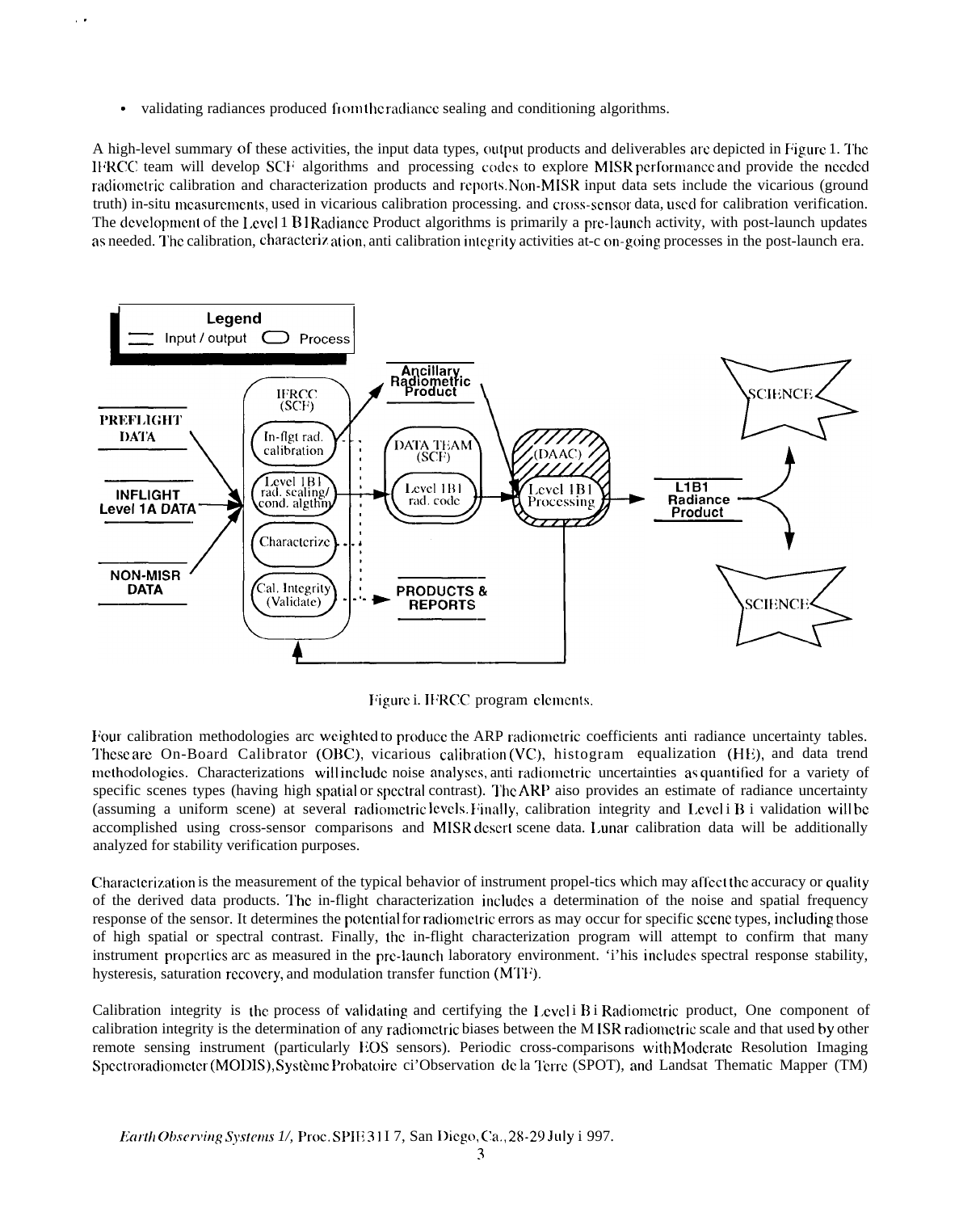- validating radiances produced from the radiance sealing and conditioning algorithms.

A high-level summary of these activities, the input data types, output products and deliverables are depicted in Figure 1. The IFRCC team will develop SCF algorithms and processing codes to explore MISR performance and provide the needed radiometric calibration and characterization products and reports. Non-MISR input data sets include the vicarious (ground truth) in-situ measurements, used in vicarious calibration processing. and cross-sensor data, used for calibration verification. The development of the Level 1 B1 Radiance Product algorithms is primarily a pre-launch activity, with post-launch updates as needed. The calibration, characterization, anti calibration integrity activities at-c on-going processes in the post-launch era.

Figure i. IFRCC program elements.

Four calibration methodologies arc weighted to produce the ARP radiometric coefficients anti radiance uncertainty tables. These are On-Board Calibrator (OBC), vicarious calibration (VC), histogram equalization (HE), and data trend methodologies. Characterizations will include noise analyses, anti radiometric uncertainties as quantified for a variety of specific scenes types (having high spatial or spectral contrast). The ARP aiso provides an estimate of radiance uncertainty (assuming a uniform scene) at several radiometric levels. Finally, calibration integrity and Level i B i validation will be accomplished using cross-sensor comparisons and MISR desert scene data. Lunar calibration data will be additionally analyzed for stability verification purposes.

Characterization is the measurement of the typical behavior of instrument propel-tics which may affect the accuracy or quality of the derived data products. The in-flight characterization includes a determination of the noise and spatial frequency response of the sensor. It determines the potential for radiometric errors as may occur for specific scene types, including those of high spatial or spectral contrast. Finally, the in-flight characterization program will attempt to confirm that many instrument properties arc as measured in the pre-launch laboratory environment. 'i'his includes spectral response stability, hysteresis, saturation recovery, and modulation transfer function (MTF).

Calibration integrity is the process of validating and certifying the Level i B i Radiometric product, One component of calibration integrity is the determination of any radiometric biases between the MISR radiometric scale and that used by other remote sensing instrument (particularly EOS sensors). Periodic cross-comparisons with Moderate Resolution Imaging Spectroradiometer (MODIS), Système Probatoire ci'Observation de la Terre (SPOT), and Landsat Thematic Mapper (TM)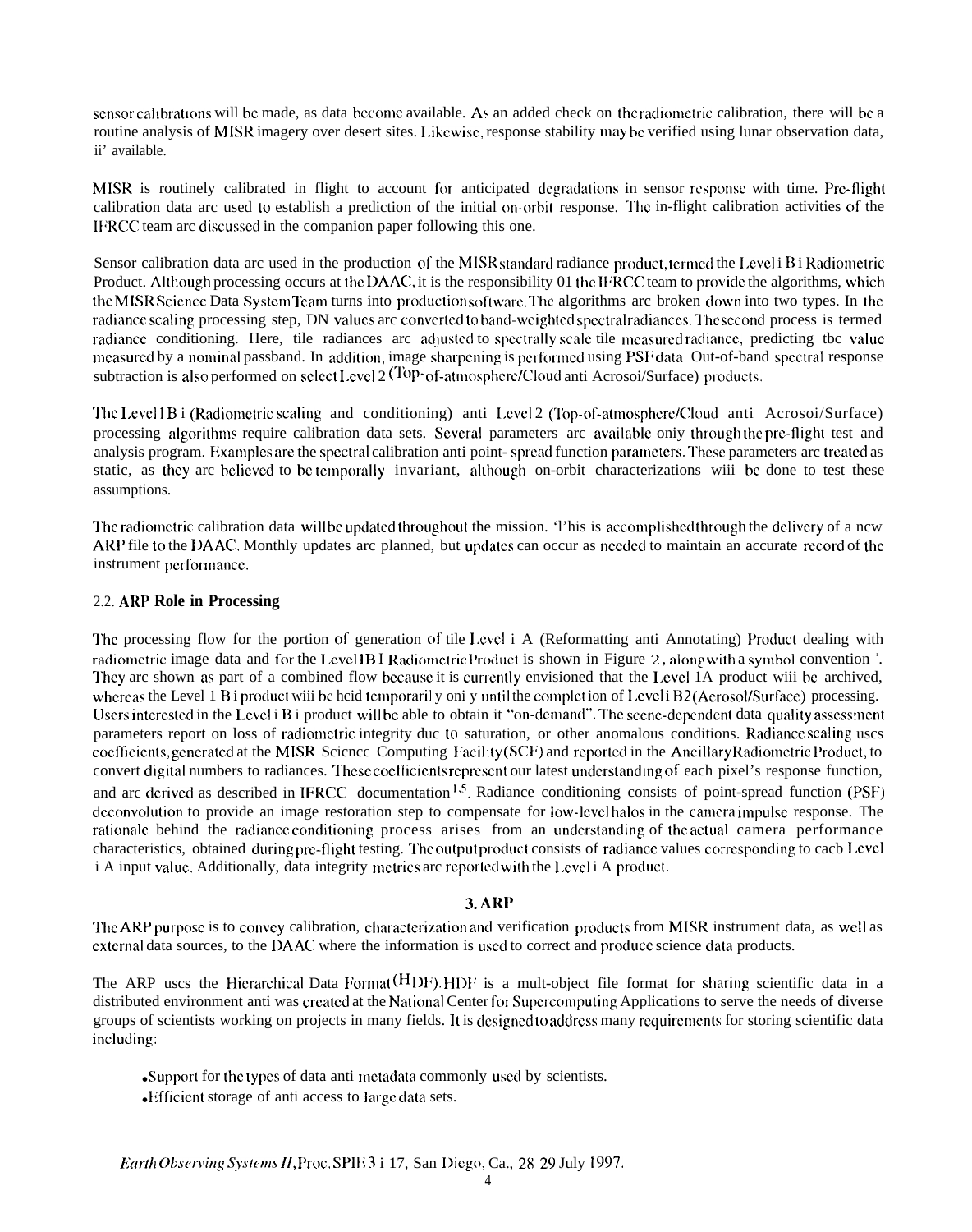sensor calibrations will be made, as data become available. As an added check on the radiometric calibration, there will be a routine analysis of MISR imagery over desert sites. Likewise, response stability may be verified using lunar observation data, if available.

MISR is routinely calibrated in flight to account for anticipated degradations in sensor response with time. Pre-flight calibration data are used to establish a prediction of the initial on-orbit response. The in-flight calibration activities of the IFRCC team are discussed in the companion paper following this one.

Sensor calibration data are used in the production of the MISR standard radiance product, termed the Level 1B1 Radiometric Product. Although processing occurs at the DAAC, it is the responsibility of the IFRCC team to provide the algorithms, which the MISR Science Data System Team turns into production software. The algorithms are broken down into two types. In the radiance scaling processing step, DN values are converted to band-weighted spectral radiances. The second process is termed radiance conditioning. Here, the radiances are adjusted to spectrally scale the measured radiance, predicting the value measured by a nominal passband. In addition, image sharpening is performed using PSF data. Out-of-band spectral response subtraction is also performed on select Level 2 (Top-of-atmosphere/Cloud and Aerosol/Surface) products.

The Level 1B1 (Radiometric scaling and conditioning) and Level 2 (Top-of-atmosphere/Cloud and Aerosol/Surface) processing algorithms require calibration data sets. Several parameters are available only through the pre-flight test and analysis program. Examples are the spectral calibration and point-spread function parameters. These parameters are treated as static, as they are believed to be temporally invariant, although on-orbit characterizations will be done to test these assumptions.

The radiometric calibration data will be updated throughout the mission. This is accomplished through the delivery of a new ARP file to the DAAC. Monthly updates are planned, but updates can occur as needed to maintain an accurate record of the instrument performance.

### 2.2. ARP Role in Processing

The processing flow for the portion of generation of the Level 1A (Reformatting and Annotating) Product dealing with radiometric image data and for the Level 1B1 Radiometric Product is shown in Figure 2, along with a symbol convention [7]. They are shown as part of a combined flow because it is currently envisioned that the Level 1A product will be archived, whereas the Level 1B1 product will be held temporarily only until the completion of Level 2 (Aerosol/Surface) processing. Users interested in the Level 1B1 product will be able to obtain it "on-demand". The scene-dependent data quality assessment parameters report on loss of radiometric integrity due to saturation, or other anomalous conditions. Radiance scaling uses coefficients, generated at the MISR Science Computing Facility (SCF) and reported in the Ancillary Radiometric Product, to convert digital numbers to radiances. These coefficients represent our latest understanding of each pixel's response function, and are derived as described in IFRCC documentation[1,5]. Radiance conditioning consists of point-spread function (PSF) deconvolution to provide an image restoration step to compensate for low-level halos in the camera impulse response. The rationale behind the radiance conditioning process arises from an understanding of the actual camera performance characteristics, obtained during pre-flight testing. The output product consists of radiance values corresponding to each Level 1A input value. Additionally, data integrity metrics are reported with the Level 1A product.

## 3. ARP

The ARP purpose is to convey calibration, characterization and verification products from MISR instrument data, as well as external data sources, to the DAAC where the information is used to correct and produce science data products.

The ARP uses the Hierarchical Data Format (HDF). HDF is a multi-object file format for sharing scientific data in a distributed environment and was created at the National Center for Supercomputing Applications to serve the needs of diverse groups of scientists working on projects in many fields. It is designed to address many requirements for storing scientific data including:

- Support for the types of data and metadata commonly used by scientists.
- Efficient storage of and access to large data sets.

*Earth Observing Systems II*, Proc. SPIE 3117, San Diego, Ca., 28-29 July 1997.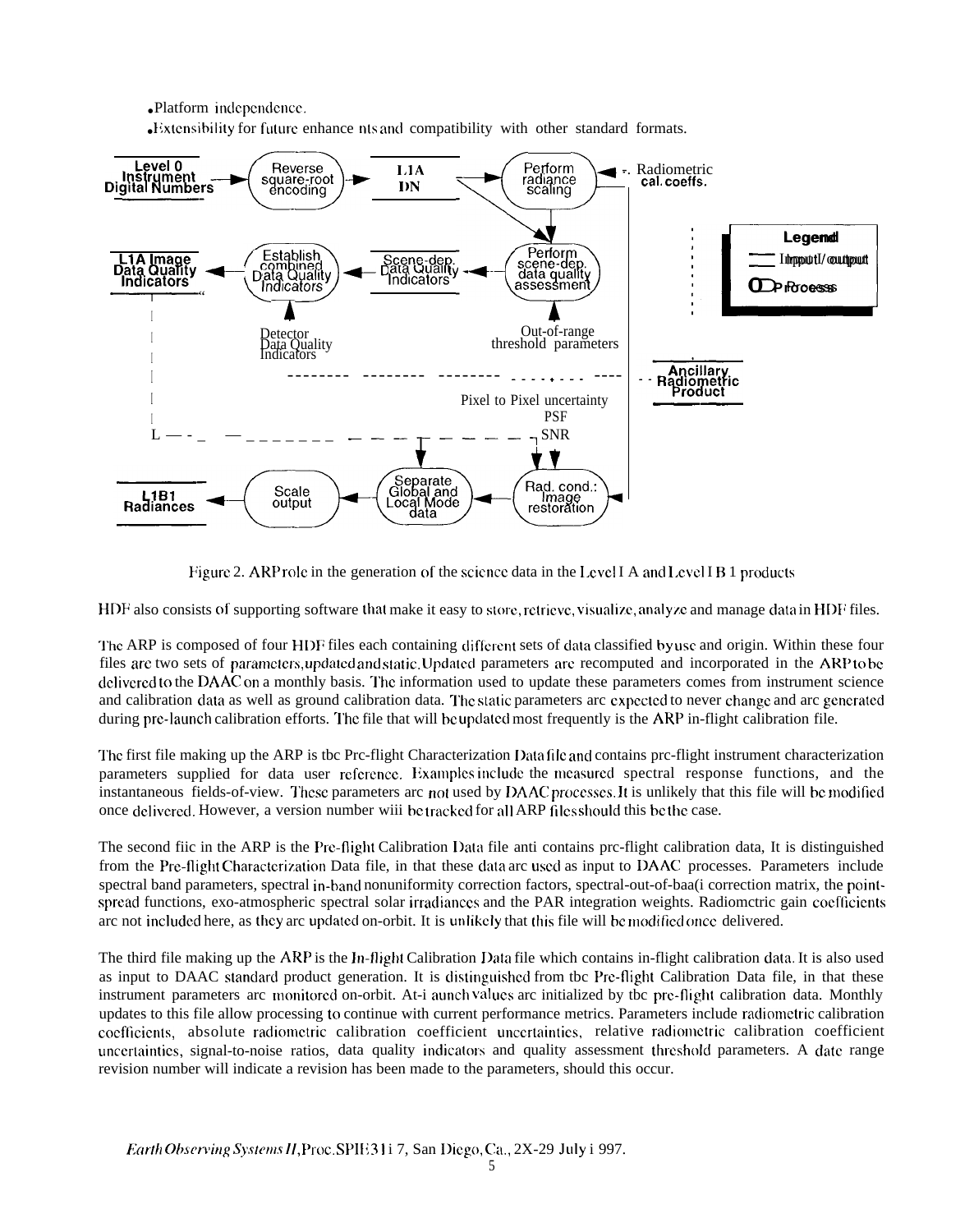- Platform independence.
- Extensibility for future enhance nts and compatibility with other standard formats.

Figure 2. ARP role in the generation of the science data in the Level I A and Level I B 1 products

HDF also consists of supporting software that make it easy to store, retrieve, visualize, analyze and manage data in HDF files.

The ARP is composed of four HDF files each containing different sets of data classified by use and origin. Within these four files are two sets of parameters, updated and static. Updated parameters are recomputed and incorporated in the ARP to be delivered to the DAAC on a monthly basis. The information used to update these parameters comes from instrument science and calibration data as well as ground calibration data. The static parameters are expected to never change and are generated during pre-launch calibration efforts. The file that will be updated most frequently is the ARP in-flight calibration file.

The first file making up the ARP is tbc Pre-flight Characterization Data file and contains pre-flight instrument characterization parameters supplied for data user reference. Examples include the measured spectral response functions, and the instantaneous fields-of-view. These parameters are not used by DAAC processes. It is unlikely that this file will be modified once delivered. However, a version number wiii be tracked for all ARP files should this be the case.

The second fiic in the ARP is the Pre-flight Calibration Data file anti contains pre-flight calibration data, It is distinguished from the Pre-flight Characterization Data file, in that these data are used as input to DAAC processes. Parameters include spectral band parameters, spectral in-band nonuniformity correction factors, spectral-out-of-baa(i correction matrix, the point-spread functions, exo-atmospheric spectral solar irradiances and the PAR integration weights. Radiometric gain coefficients are not included here, as they are updated on-orbit. It is unlikely that this file will be modified once delivered.

The third file making up the ARP is the In-flight Calibration Data file which contains in-flight calibration data. It is also used as input to DAAC standard product generation. It is distinguished from tbc Pre-flight Calibration Data file, in that these instrument parameters are monitored on-orbit. At-i aunch values are initialized by tbc pre-flight calibration data. Monthly updates to this file allow processing to continue with current performance metrics. Parameters include radiometric calibration coefficients, absolute radiometric calibration coefficient uncertainties, relative radiometric calibration coefficient uncertainties, signal-to-noise ratios, data quality indicators and quality assessment threshold parameters. A date range revision number will indicate a revision has been made to the parameters, should this occur.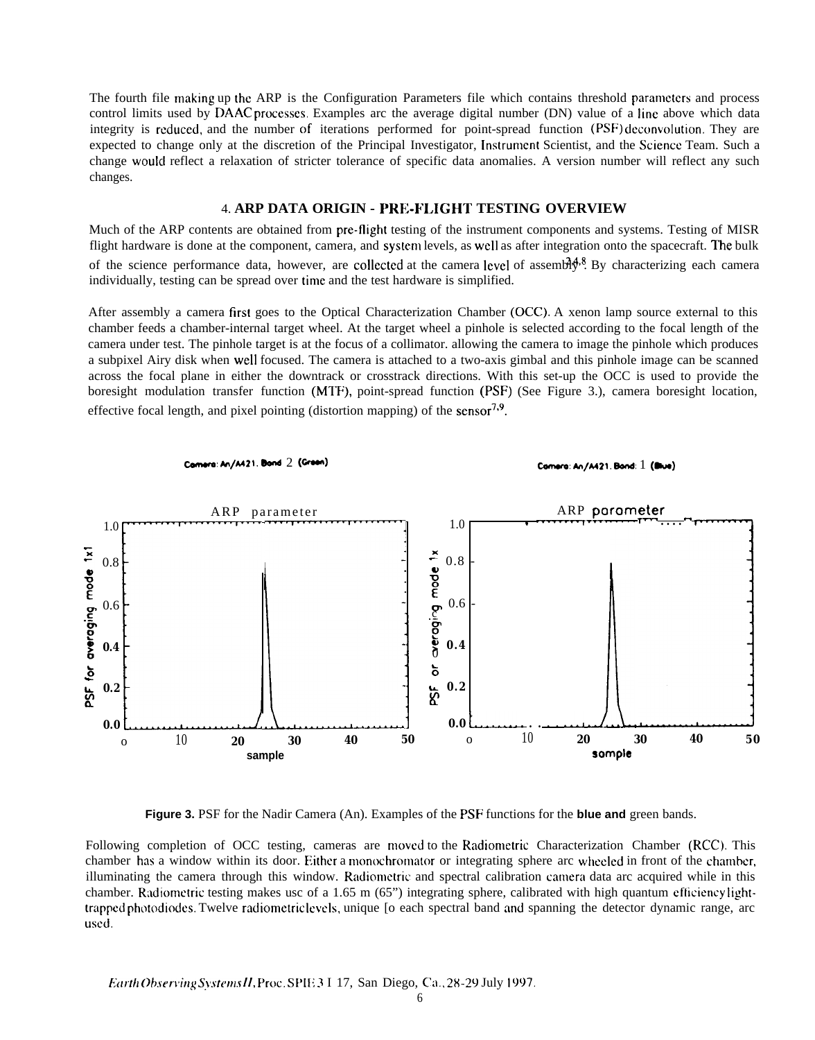The fourth file making up the ARP is the Configuration Parameters file which contains threshold parameters and process control limits used by DAAC processes. Examples are the average digital number (DN) value of a line above which data integrity is reduced, and the number of iterations performed for point-spread function (PSF) deconvolution. They are expected to change only at the discretion of the Principal Investigator, Instrument Scientist, and the Science Team. Such a change would reflect a relaxation of stricter tolerance of specific data anomalies. A version number will reflect any such changes.

## 4. ARP DATA ORIGIN - PRE-FLIGHT TESTING OVERVIEW

Much of the ARP contents are obtained from pre-flight testing of the instrument components and systems. Testing of MISR flight hardware is done at the component, camera, and system levels, as well as after integration onto the spacecraft. The bulk of the science performance data, however, are collected at the camera level of assembly[3,4,8]. By characterizing each camera individually, testing can be spread over time and the test hardware is simplified.

After assembly a camera first goes to the Optical Characterization Chamber (OCC). A xenon lamp source external to this chamber feeds a chamber-internal target wheel. At the target wheel a pinhole is selected according to the focal length of the camera under test. The pinhole target is at the focus of a collimator. allowing the camera to image the pinhole which produces a subpixel Airy disk when well focused. The camera is attached to a two-axis gimbal and this pinhole image can be scanned across the focal plane in either the downtrack or crosstrack directions. With this set-up the OCC is used to provide the boresight modulation transfer function (MTF), point-spread function (PSF) (See Figure 3.), camera boresight location, effective focal length, and pixel pointing (distortion mapping) of the sensor[7,9].

**Figure 3.** PSF for the Nadir Camera (An). Examples of the PSF functions for the **blue and** green bands.

Following completion of OCC testing, cameras are moved to the Radiometric Characterization Chamber (RCC). This chamber has a window within its door. Either a monochromator or integrating sphere are wheeled in front of the chamber, illuminating the camera through this window. Radiometric and spectral calibration camera data are acquired while in this chamber. Radiometric testing makes use of a 1.65 m (65") integrating sphere, calibrated with high quantum efficiency light-trapped photodiodes. Twelve radiometric levels, unique to each spectral band and spanning the detector dynamic range, are used.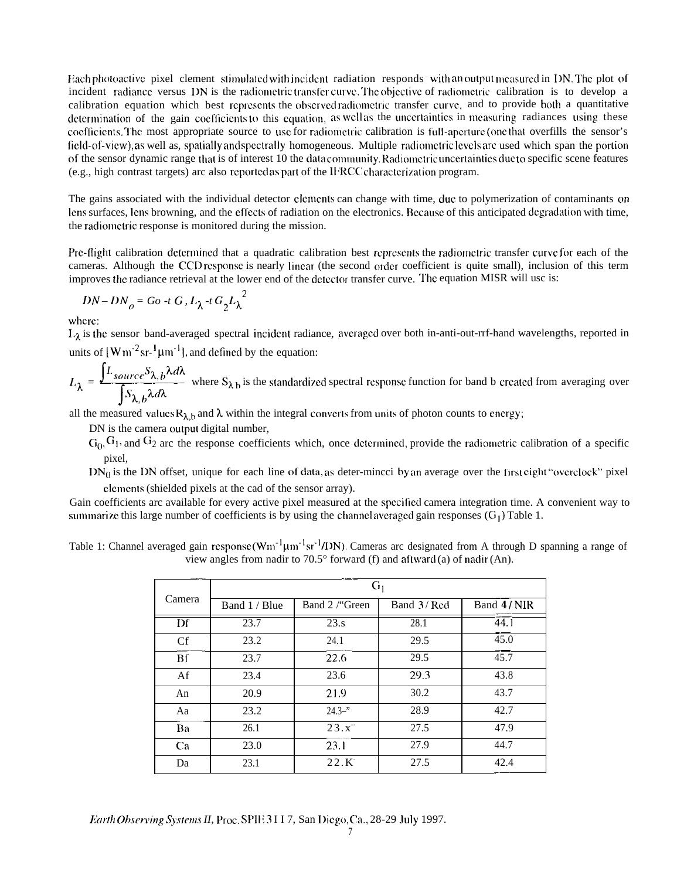Each photoactive pixel element stimulated with incident radiation responds with an output measured in DN. The plot of incident radiance versus DN is the radiometric transfer curve. The objective of radiometric calibration is to develop a calibration equation which best represents the observed radiometric transfer curve, and to provide both a quantitative determination of the gain coefficients to this equation, as well as the uncertainties in measuring radiances using these coefficients. The most appropriate source to use for radiometric calibration is full-aperture (one that overfills the sensor's field-of-view), as well as, spatially and spectrally homogeneous. Multiple radiometric levels are used which span the portion of the sensor dynamic range that is of interest 10 the data community. Radiometric uncertainties due to specific scene features (e.g., high contrast targets) are also reported as part of the IFRCC characterization program.

The gains associated with the individual detector elements can change with time, due to polymerization of contaminants on lens surfaces, lens browning, and the effects of radiation on the electronics. Because of this anticipated degradation with time, the radiometric response is monitored during the mission.

Pre-flight calibration determined that a quadratic calibration best represents the radiometric transfer curve for each of the cameras. Although the CCD response is nearly linear (the second order coefficient is quite small), inclusion of this term improves the radiance retrieval at the lower end of the detector transfer curve. The equation MISR will use is:

$$DN - DN_o = G_0 + G_1 L_\lambda + G_2 L_\lambda^2$$

where:

$L_\lambda$ is the sensor band-averaged spectral incident radiance, averaged over both in-and-out-of-band wavelengths, reported in units of $[W m^{-2} sr^{-1} \mu m^{-1}]$, and defined by the equation:

$$L_\lambda = \frac{\int L_{source} S_{\lambda,b} \lambda d\lambda}{\int S_{\lambda,b} \lambda d\lambda}$$

where $S_{\lambda,b}$ is the standardized spectral response function for band b created from averaging over all the measured values $R_{\lambda,b}$ and $\lambda$ within the integral converts from units of photon counts to energy;

- DN is the camera output digital number,
- $G_0$, $G_1$, and $G_2$ are the response coefficients which, once determined, provide the radiometric calibration of a specific pixel,
- $DN_0$ is the DN offset, unique for each line of data, as determined by an average over the first eight "overclock" pixel elements (shielded pixels at the end of the sensor array).

Gain coefficients are available for every active pixel measured at the specified camera integration time. A convenient way to summarize this large number of coefficients is by using the channel averaged gain responses ($G_1$) Table 1.

Table 1: Channel averaged gain response ($Wm^{-1} \mu m^{-1} sr^{-1}$/DN). Cameras are designated from A through D spanning a range of view angles from nadir to 70.5° forward (f) and aftward (a) of nadir (An).

| Camera | $G_1$ | | | |
|---|---|---|---|---|
| | Band 1 / Blue | Band 2 / Green | Band 3 / Red | Band 4 / NIR |
| Df | 23.7 | 23.s | 28.1 | 44.1 |
| Cf | 23.2 | 24.1 | 29.5 | 45.0 |
| Bf | 23.7 | 22.6 | 29.5 | 45.7 |
| Af | 23.4 | 23.6 | 29.3 | 43.8 |
| An | 20.9 | 21.9 | 30.2 | 43.7 |
| Aa | 23.2 | 24.3 | 28.9 | 42.7 |
| Ba | 26.1 | 23.x | 27.5 | 47.9 |
| Ca | 23.0 | 23.1 | 27.9 | 44.7 |
| Da | 23.1 | 22.K | 27.5 | 42.4 |

*Earth Observing Systems II*, Proc. SPIE 3117, San Diego, Ca., 28-29 July 1997.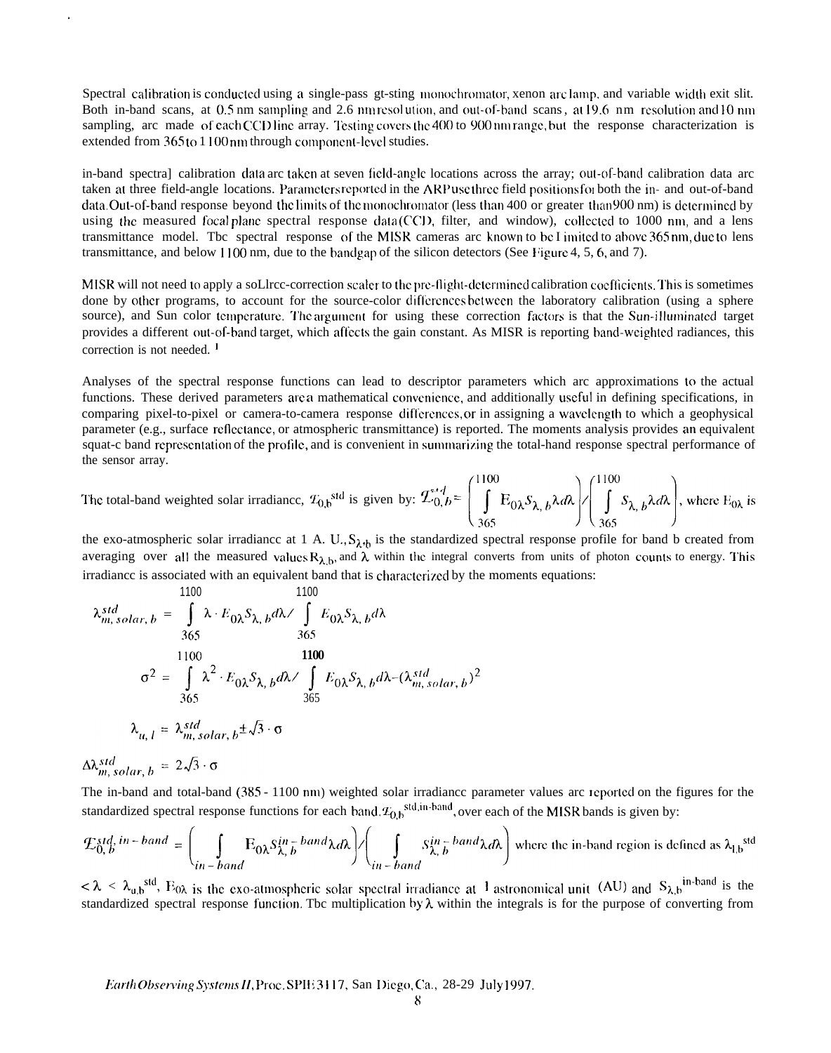Spectral calibration is conducted using a single-pass gt-sting monochromator, xenon arc lamp, and variable width exit slit. Both in-band scans, at 0.5 nm sampling and 2.6 nm resolution, and out-of-band scans, at 19.6 nm resolution and 10 nm sampling, arc made of each CCD line array. Testing covers the 400 to 900 nm range, but the response characterization is extended from 365 to 1100 nm through component-level studies.

in-band spectral calibration data arc taken at seven field-angle locations across the array; out-of-band calibration data arc taken at three field-angle locations. Parameters reported in the ARP use three field positions for both the in- and out-of-band data. Out-of-band response beyond the limits of the monochromator (less than 400 or greater than 900 nm) is determined by using the measured focal plane spectral response data (CCD, filter, and window), collected to 1000 nm, and a lens transmittance model. Tbc spectral response of the MISR cameras arc known to be limited to above 365 nm, due to lens transmittance, and below 1100 nm, due to the bandgap of the silicon detectors (See Figure 4, 5, 6, and 7).

MISR will not need to apply a source-correction scaler to the pre-flight-determined calibration coefficients. This is sometimes done by other programs, to account for the source-color differences between the laboratory calibration (using a sphere source), and Sun color temperature. The argument for using these correction factors is that the Sun-illuminated target provides a different out-of-band target, which affects the gain constant. As MISR is reporting band-weighted radiances, this correction is not needed. [1]

Analyses of the spectral response functions can lead to descriptor parameters which arc approximations to the actual functions. These derived parameters are a mathematical convenience, and additionally useful in defining specifications, in comparing pixel-to-pixel or camera-to-camera response differences, or in assigning a wavelength to which a geophysical parameter (e.g., surface reflectance, or atmospheric transmittance) is reported. The moments analysis provides an equivalent squat-c band representation of the profile, and is convenient in summarizing the total-hand response spectral performance of the sensor array.

The total-band weighted solar irradiancc, $\mathcal{E}_{0,b}^{std}$ is given by: $\mathcal{E}_{0,b}^{std} = \left(\int_{365}^{1100} E_{0\lambda} S_{\lambda,b} \lambda d\lambda\right) / \left(\int_{365}^{1100} S_{\lambda,b} \lambda d\lambda\right)$, where $E_{0\lambda}$ is the exo-atmospheric solar irradiancc at 1 A. U., $S_{\lambda,b}$ is the standardized spectral response profile for band b created from averaging over all the measured values $R_{\lambda,b}$, and $\lambda$ within the integral converts from units of photon counts to energy. This irradiancc is associated with an equivalent band that is characterized by the moments equations:

$$\lambda_{m,solar,b}^{std} = \int_{365}^{1100} \lambda \cdot E_{0\lambda} S_{\lambda,b} d\lambda \Big/ \int_{365}^{1100} E_{0\lambda} S_{\lambda,b} d\lambda$$

$$\sigma^2 = \int_{365}^{1100} \lambda^2 \cdot E_{0\lambda} S_{\lambda,b} d\lambda \Big/ \int_{365}^{1100} E_{0\lambda} S_{\lambda,b} d\lambda - (\lambda_{m,solar,b}^{std})^2$$

$$\lambda_{u,l} = \lambda_{m,solar,b}^{std} \pm \sqrt{3} \cdot \sigma$$

$$\Delta\lambda_{m,solar,b}^{std} = 2\sqrt{3} \cdot \sigma$$

The in-band and total-band (385 - 1100 nm) weighted solar irradiancc parameter values arc reported on the figures for the standardized spectral response functions for each band. $\mathcal{E}_{0,b}^{std,in\text{-}band}$, over each of the MISR bands is given by:

$$\mathcal{E}_{0,b}^{std,in-band} = \left(\int_{in-band} E_{0\lambda} S_{\lambda,b}^{in-band} \lambda d\lambda\right) \Big/ \left(\int_{in-band} S_{\lambda,b}^{in-band} \lambda d\lambda\right)$$

where the in-band region is defined as $\lambda_{l,b}^{std} < \lambda < \lambda_{u,b}^{std}$, $E_{0\lambda}$ is the exo-atmospheric solar spectral irradiance at 1 astronomical unit (AU) and $S_{\lambda,b}^{in\text{-}band}$ is the standardized spectral response function. Tbc multiplication by $\lambda$ within the integrals is for the purpose of converting from

*Earth Observing Systems II*, Proc. SPIE 3117, San Diego, Ca., 28-29 July 1997.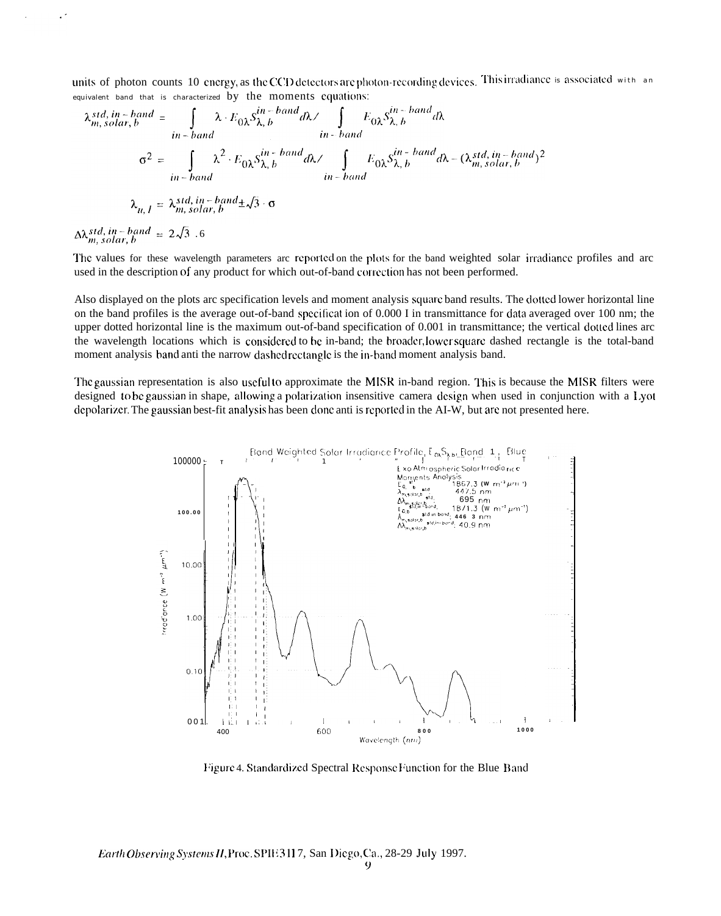units of photon counts 10 energy, as the CCD detectors are photon-recording devices. This irradiance is associated with an equivalent band that is characterized by the moments equations:

$$\lambda_{m,\,solar,\,b}^{std,\,in-band} = \int_{in-band} \lambda \cdot E_{0\lambda} S_{\lambda,\,b}^{in-band} d\lambda \Big/ \int_{in-band} E_{0\lambda} S_{\lambda,\,b}^{in-band} d\lambda$$

$$\sigma^2 = \int_{in-band} \lambda^2 \cdot E_{0\lambda} S_{\lambda,\,b}^{in-band} d\lambda \Big/ \int_{in-band} E_{0\lambda} S_{\lambda,\,b}^{in-band} d\lambda - (\lambda_{m,\,solar,\,b}^{std,\,in-band})^2$$

$$\lambda_{u,\,l} = \lambda_{m,\,solar,\,b}^{std,\,in-band} \pm \sqrt{3} \cdot \sigma$$

$$\Delta\lambda_{m,\,solar,\,b}^{std,\,in-band} = 2\sqrt{3}\ .6$$

The values for these wavelength parameters arc reported on the plots for the band weighted solar irradiance profiles and arc used in the description of any product for which out-of-band correction has not been performed.

Also displayed on the plots arc specification levels and moment analysis square band results. The dotted lower horizontal line on the band profiles is the average out-of-band specificat ion of 0.000 I in transmittance for data averaged over 100 nm; the upper dotted horizontal line is the maximum out-of-band specification of 0.001 in transmittance; the vertical dotted lines arc the wavelength locations which is considered to bc in-band; the broader, lower square dashed rectangle is the total-band moment analysis band anti the narrow dashed rectangle is the in-band moment analysis band.

The gaussian representation is also useful to approximate the MISR in-band region. This is because the MISR filters were designed to bc gaussian in shape, allowing a polarization insensitive camera design when used in conjunction with a Lyot depolarizer. The gaussian best-fit analysis has been done anti is reported in the AI-W, but are not presented here.

Figure 4. Standardized Spectral Response Function for the Blue Band

*Earth Observing Systems II*, Proc. SPIE 3117, San Diego, Ca., 28-29 July 1997.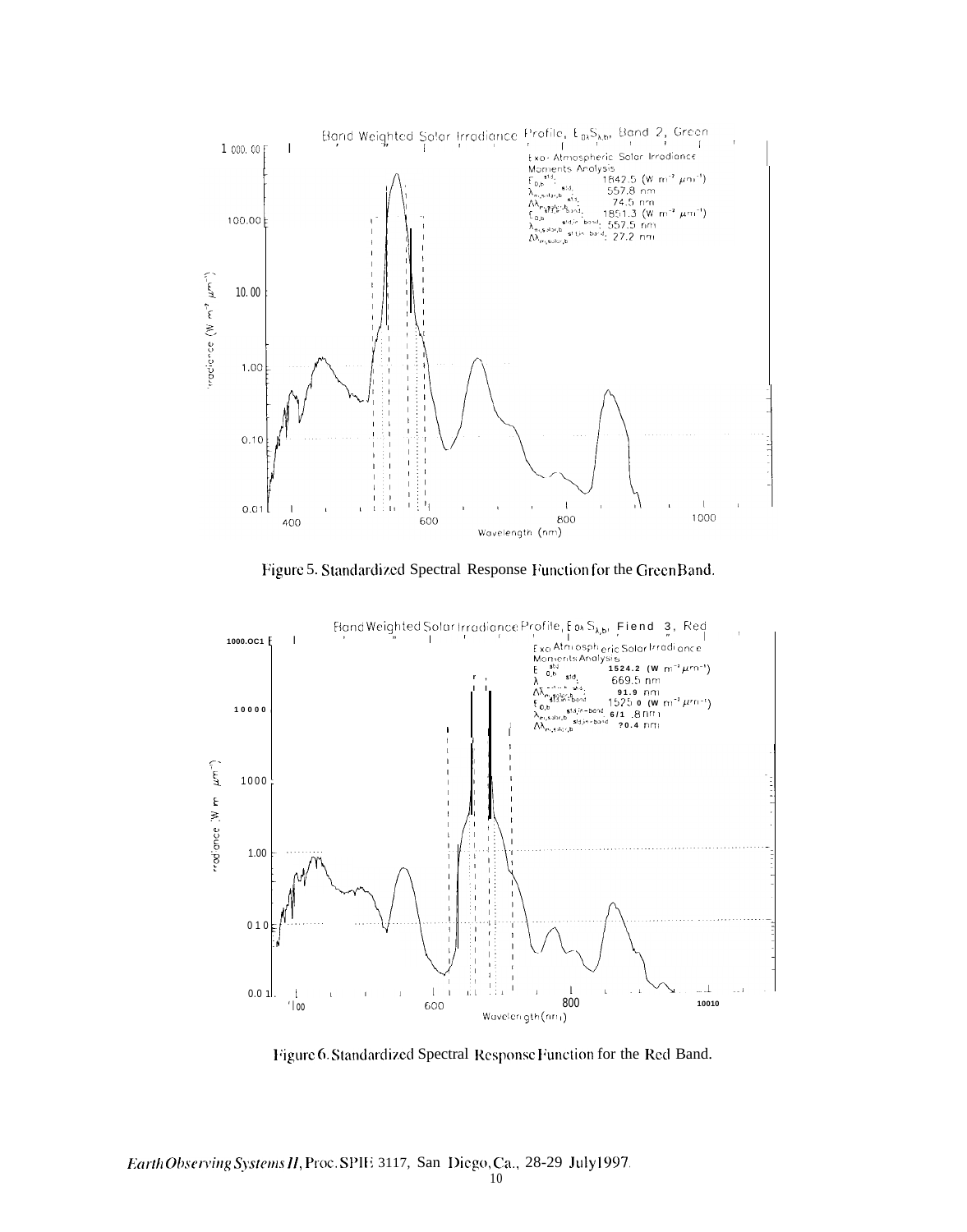Figure 5. Standardized Spectral Response Function for the Green Band.

Figure 6. Standardized Spectral Response Function for the Red Band.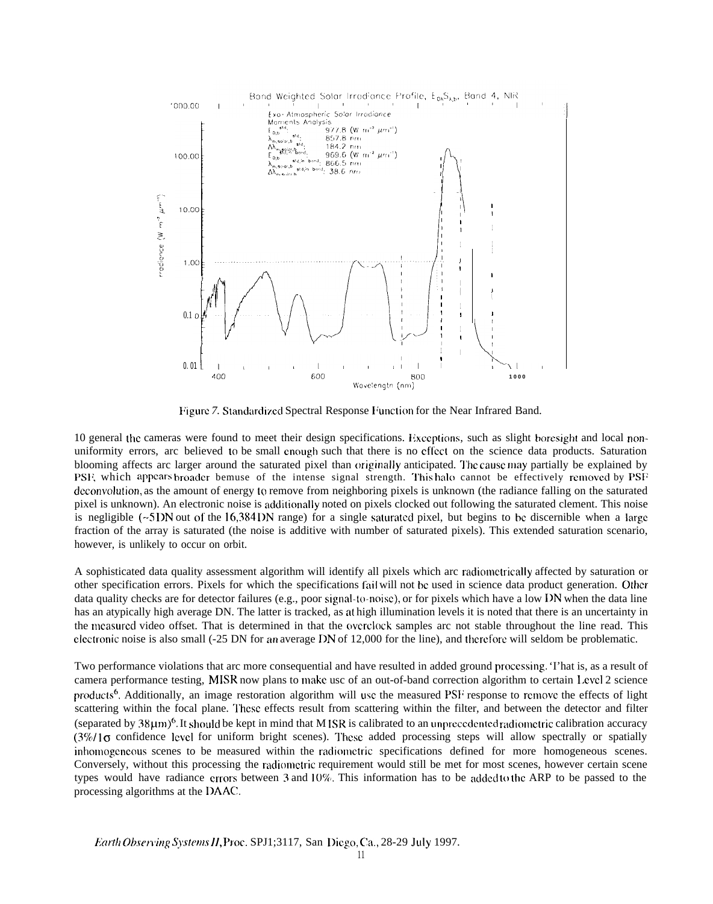Figure 7. Standardized Spectral Response Function for the Near Infrared Band.

In general the cameras were found to meet their design specifications. Exceptions, such as slight boresight and local non-uniformity errors, are believed to be small enough such that there is no effect on the science data products. Saturation blooming affects are larger around the saturated pixel than originally anticipated. The cause may partially be explained by PSF, which appears broader because of the intense signal strength. This halo cannot be effectively removed by PSF deconvolution, as the amount of energy to remove from neighboring pixels is unknown (the radiance falling on the saturated pixel is unknown). An electronic noise is additionally noted on pixels clocked out following the saturated element. This noise is negligible (~5 DN out of the 16,384 DN range) for a single saturated pixel, but begins to be discernible when a large fraction of the array is saturated (the noise is additive with number of saturated pixels). This extended saturation scenario, however, is unlikely to occur on orbit.

A sophisticated data quality assessment algorithm will identify all pixels which are radiometrically affected by saturation or other specification errors. Pixels for which the specifications fail will not be used in science data product generation. Other data quality checks are for detector failures (e.g., poor signal-to-noise), or for pixels which have a low DN when the data line has an atypically high average DN. The latter is tracked, as at high illumination levels it is noted that there is an uncertainty in the measured video offset. That is determined in that the overclock samples are not stable throughout the line read. This electronic noise is also small (~25 DN for an average DN of 12,000 for the line), and therefore will seldom be problematic.

Two performance violations that are more consequential and have resulted in added ground processing. That is, as a result of camera performance testing, MISR now plans to make use of an out-of-band correction algorithm to certain Level 2 science products[6]. Additionally, an image restoration algorithm will use the measured PSF response to remove the effects of light scattering within the focal plane. These effects result from scattering within the filter, and between the detector and filter (separated by 38μm)[6]. It should be kept in mind that MISR is calibrated to an unprecedented radiometric calibration accuracy ($3\%/1\sigma$ confidence level for uniform bright scenes). These added processing steps will allow spectrally or spatially inhomogeneous scenes to be measured within the radiometric specifications defined for more homogeneous scenes. Conversely, without this processing the radiometric requirement would still be met for most scenes, however certain scene types would have radiance errors between 3 and 10%. This information has to be added to the ARP to be passed to the processing algorithms at the DAAC.

*Earth Observing Systems II*, Proc. SPIE 3117, San Diego, Ca., 28-29 July 1997.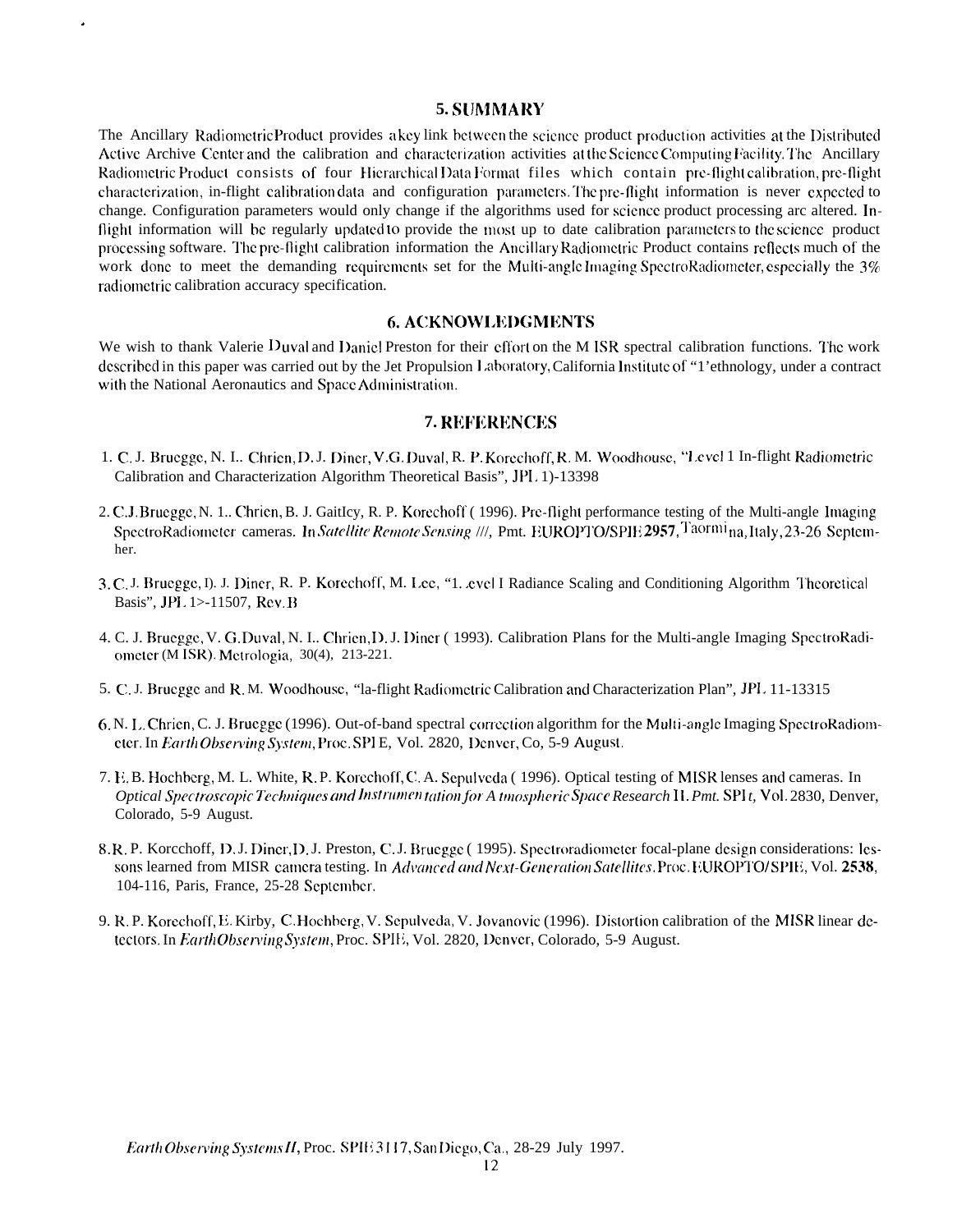## 5. SUMMARY

The Ancillary Radiometric Product provides a key link between the science product production activities at the Distributed Active Archive Center and the calibration and characterization activities at the Science Computing Facility. The Ancillary Radiometric Product consists of four Hierarchical Data Format files which contain pre-flight calibration, pre-flight characterization, in-flight calibration data and configuration parameters. The pre-flight information is never expected to change. Configuration parameters would only change if the algorithms used for science product processing arc altered. In-flight information will be regularly updated to provide the most up to date calibration parameters to the science product processing software. The pre-flight calibration information the Ancillary Radiometric Product contains reflects much of the work done to meet the demanding requirements set for the Multi-angle Imaging SpectroRadiometer, especially the 3% radiometric calibration accuracy specification.

## 6. ACKNOWLEDGMENTS

We wish to thank Valerie Duval and Daniel Preston for their effort on the M ISR spectral calibration functions. The work described in this paper was carried out by the Jet Propulsion Laboratory, California Institute of "1'ethnology, under a contract with the National Aeronautics and Space Administration.

## 7. REFERENCES

1. C. J. Bruegge, N. L. Chrien, D. J. Diner, V.G. Duval, R. P. Korechoff, R. M. Woodhouse, "Level 1 In-flight Radiometric Calibration and Characterization Algorithm Theoretical Basis", JPL 1)-13398

2. C.J. Bruegge, N. L. Chrien, B. J. Gaitley, R. P. Korechoff ( 1996). Pre-flight performance testing of the Multi-angle Imaging SpectroRadiometer cameras. In *Satellite Remote Sensing ///*, Pmt. EUROPTO/SPIE **2957**, Taormina, Italy, 23-26 September.

3. C. J. Bruegge, D. J. Diner, R. P. Korechoff, M. Lee, "Level I Radiance Scaling and Conditioning Algorithm Theoretical Basis", JPL 1>-11507, Rev. B

4. C. J. Bruegge, V. G. Duval, N. L. Chrien, D. J. Diner ( 1993). Calibration Plans for the Multi-angle Imaging SpectroRadiometer (M ISR). Metrologia, 30(4), 213-221.

5. C. J. Bruegge and R. M. Woodhouse, "la-flight Radiometric Calibration and Characterization Plan", JPL 11-13315

6. N. L. Chrien, C. J. Bruegge (1996). Out-of-band spectral correction algorithm for the Multi-angle Imaging SpectroRadiometer. In *Earth Observing System*, Proc. SPIE, Vol. 2820, Denver, Co, 5-9 August.

7. E. B. Hochberg, M. L. White, R. P. Korechoff, C. A. Sepulveda ( 1996). Optical testing of MISR lenses and cameras. In *Optical Spectroscopic Techniques and Instrumentation for Atmospheric Space Research* II. *Pmt.* SPI *t*, Vol. 2830, Denver, Colorado, 5-9 August.

8. R. P. Korechoff, D. J. Diner, D. J. Preston, C. J. Bruegge ( 1995). Spectroradiometer focal-plane design considerations: lessons learned from MISR camera testing. In *Advanced and Next-Generation Satellites*. Proc. EUROPTO/SPIE, Vol. **2538**, 104-116, Paris, France, 25-28 September.

9. R. P. Korechoff, E. Kirby, C. Hochberg, V. Sepulveda, V. Jovanovic (1996). Distortion calibration of the MISR linear detectors. In *Earth Observing System*, Proc. SPIE, Vol. 2820, Denver, Colorado, 5-9 August.

*Earth Observing Systems II*, Proc. SPIE 3117, San Diego, Ca., 28-29 July 1997.